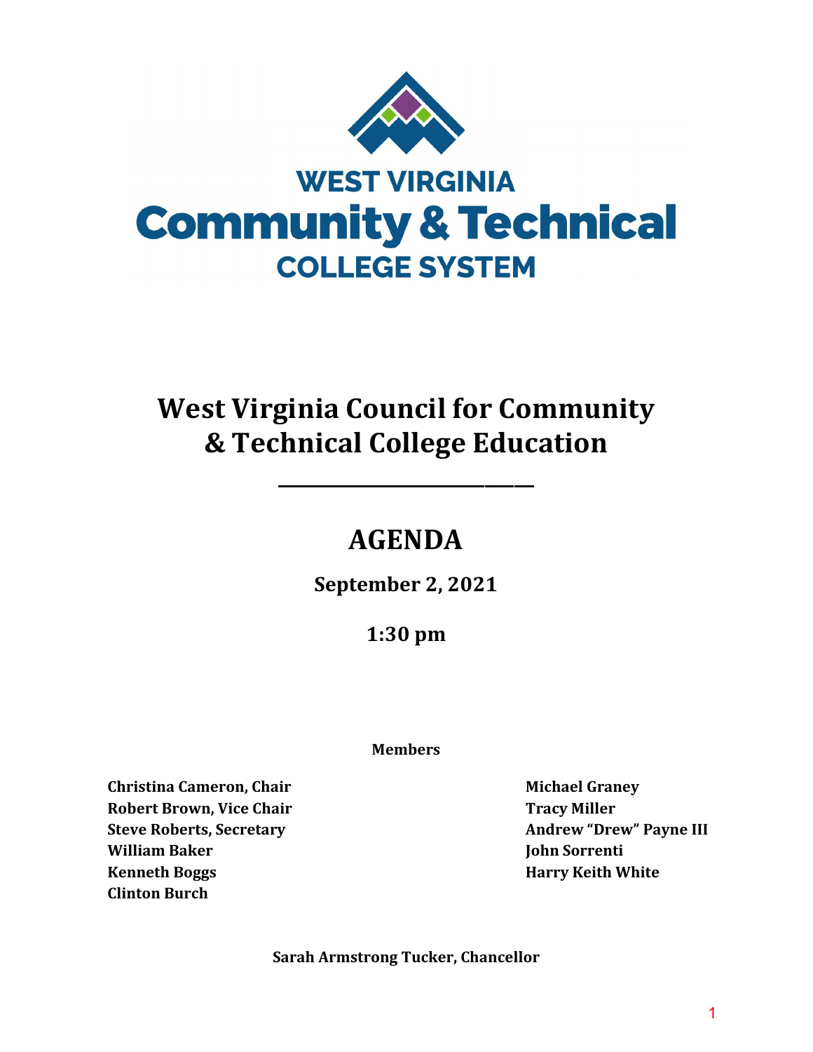WEST VIRGINIA

Community & Technical

COLLEGE SYSTEM

# West Virginia Council for Community & Technical College Education

---

# AGENDA

**September 2, 2021**

**1:30 pm**

**Members**

**Christina Cameron, Chair**
**Robert Brown, Vice Chair**
**Steve Roberts, Secretary**
**William Baker**
**Kenneth Boggs**
**Clinton Burch**
**Michael Graney**
**Tracy Miller**
**Andrew "Drew" Payne III**
**John Sorrenti**
**Harry Keith White**

**Sarah Armstrong Tucker, Chancellor**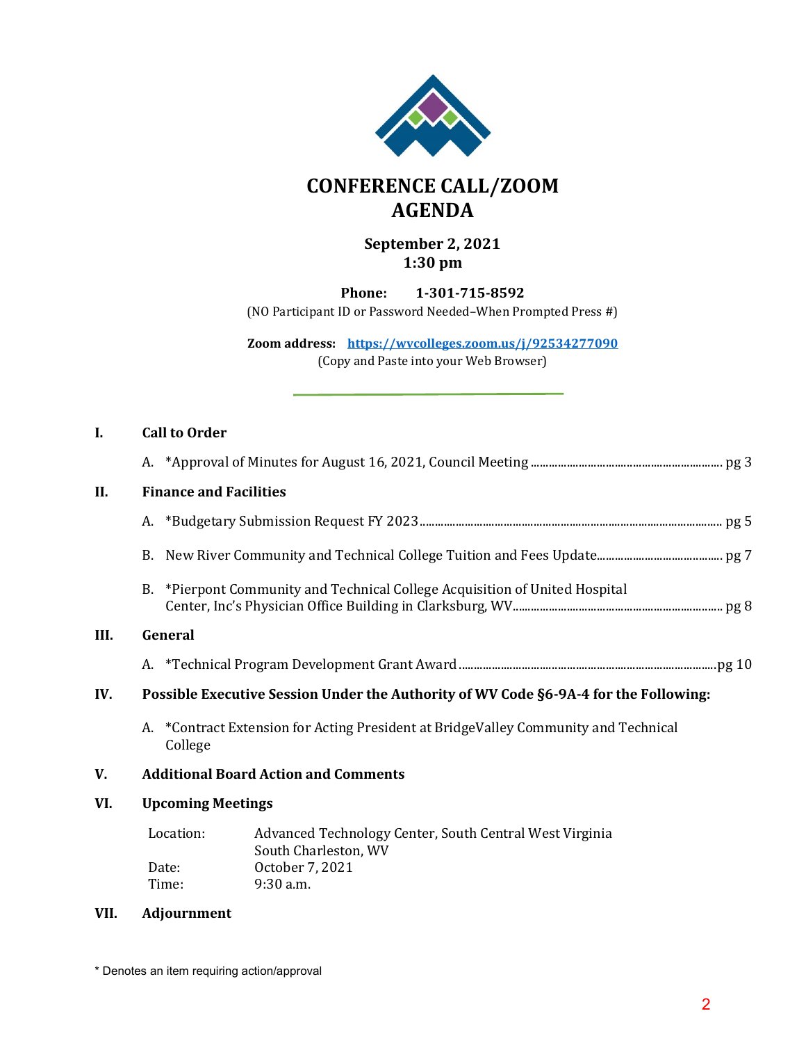# CONFERENCE CALL/ZOOM AGENDA

**September 2, 2021**
**1:30 pm**

**Phone: 1-301-715-8592**
(NO Participant ID or Password Needed–When Prompted Press #)

**Zoom address: [https://wvcolleges.zoom.us/j/92534277090](https://wvcolleges.zoom.us/j/92534277090)**
(Copy and Paste into your Web Browser)

---

**I. Call to Order**

A. *Approval of Minutes for August 16, 2021, Council Meeting ..................... pg 3

**II. Finance and Facilities**

A. *Budgetary Submission Request FY 2023 ..................... pg 5

B. New River Community and Technical College Tuition and Fees Update..................... pg 7

B. *Pierpont Community and Technical College Acquisition of United Hospital Center, Inc's Physician Office Building in Clarksburg, WV..................... pg 8

**III. General**

A. *Technical Program Development Grant Award ..................... pg 10

**IV. Possible Executive Session Under the Authority of WV Code §6-9A-4 for the Following:**

A. *Contract Extension for Acting President at BridgeValley Community and Technical College

**V. Additional Board Action and Comments**

**VI. Upcoming Meetings**

Location: Advanced Technology Center, South Central West Virginia
South Charleston, WV
Date: October 7, 2021
Time: 9:30 a.m.

**VII. Adjournment**

\* Denotes an item requiring action/approval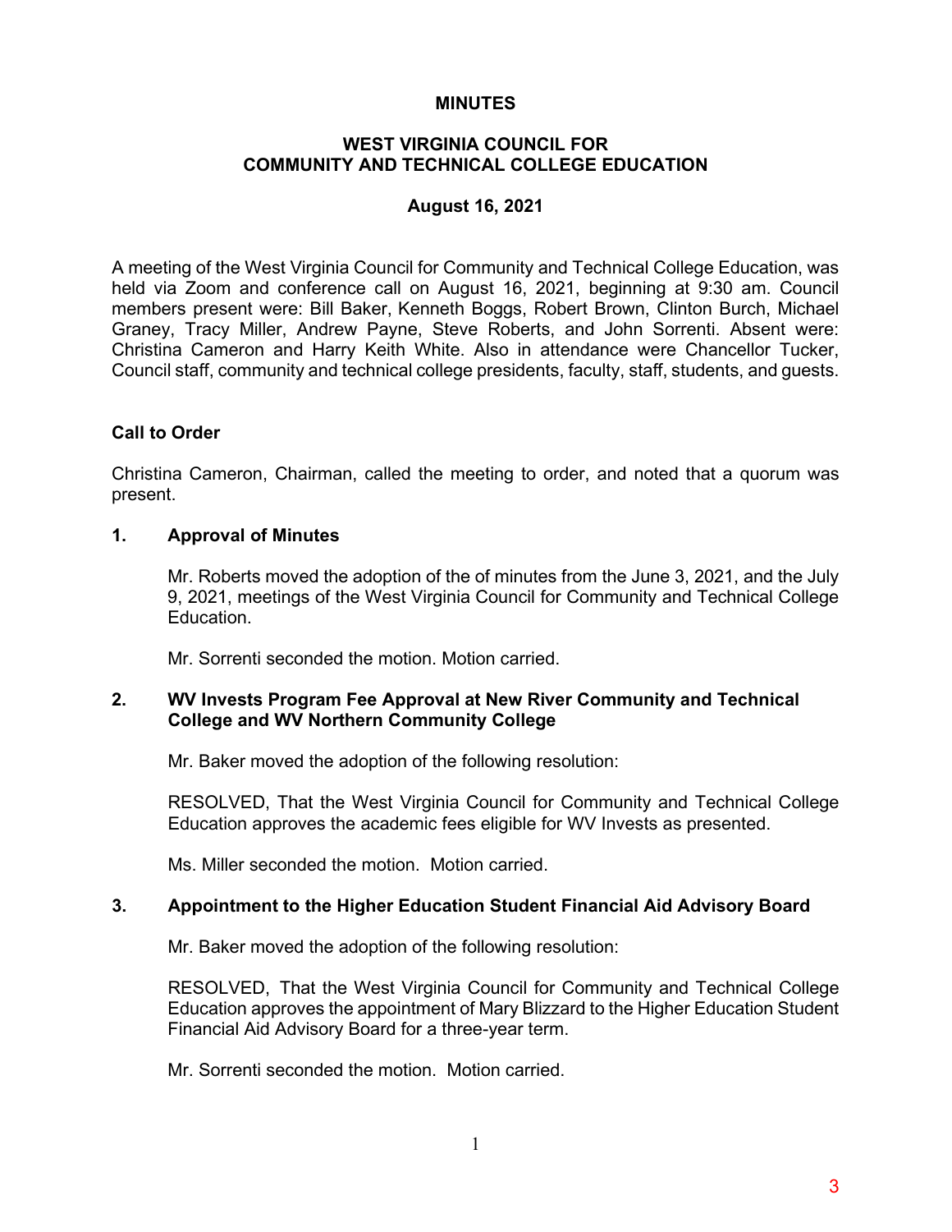# MINUTES

## WEST VIRGINIA COUNCIL FOR COMMUNITY AND TECHNICAL COLLEGE EDUCATION

### August 16, 2021

A meeting of the West Virginia Council for Community and Technical College Education, was held via Zoom and conference call on August 16, 2021, beginning at 9:30 am. Council members present were: Bill Baker, Kenneth Boggs, Robert Brown, Clinton Burch, Michael Graney, Tracy Miller, Andrew Payne, Steve Roberts, and John Sorrenti. Absent were: Christina Cameron and Harry Keith White. Also in attendance were Chancellor Tucker, Council staff, community and technical college presidents, faculty, staff, students, and guests.

**Call to Order**

Christina Cameron, Chairman, called the meeting to order, and noted that a quorum was present.

**1. Approval of Minutes**

Mr. Roberts moved the adoption of the of minutes from the June 3, 2021, and the July 9, 2021, meetings of the West Virginia Council for Community and Technical College Education.

Mr. Sorrenti seconded the motion. Motion carried.

**2. WV Invests Program Fee Approval at New River Community and Technical College and WV Northern Community College**

Mr. Baker moved the adoption of the following resolution:

RESOLVED, That the West Virginia Council for Community and Technical College Education approves the academic fees eligible for WV Invests as presented.

Ms. Miller seconded the motion. Motion carried.

**3. Appointment to the Higher Education Student Financial Aid Advisory Board**

Mr. Baker moved the adoption of the following resolution:

RESOLVED, That the West Virginia Council for Community and Technical College Education approves the appointment of Mary Blizzard to the Higher Education Student Financial Aid Advisory Board for a three-year term.

Mr. Sorrenti seconded the motion. Motion carried.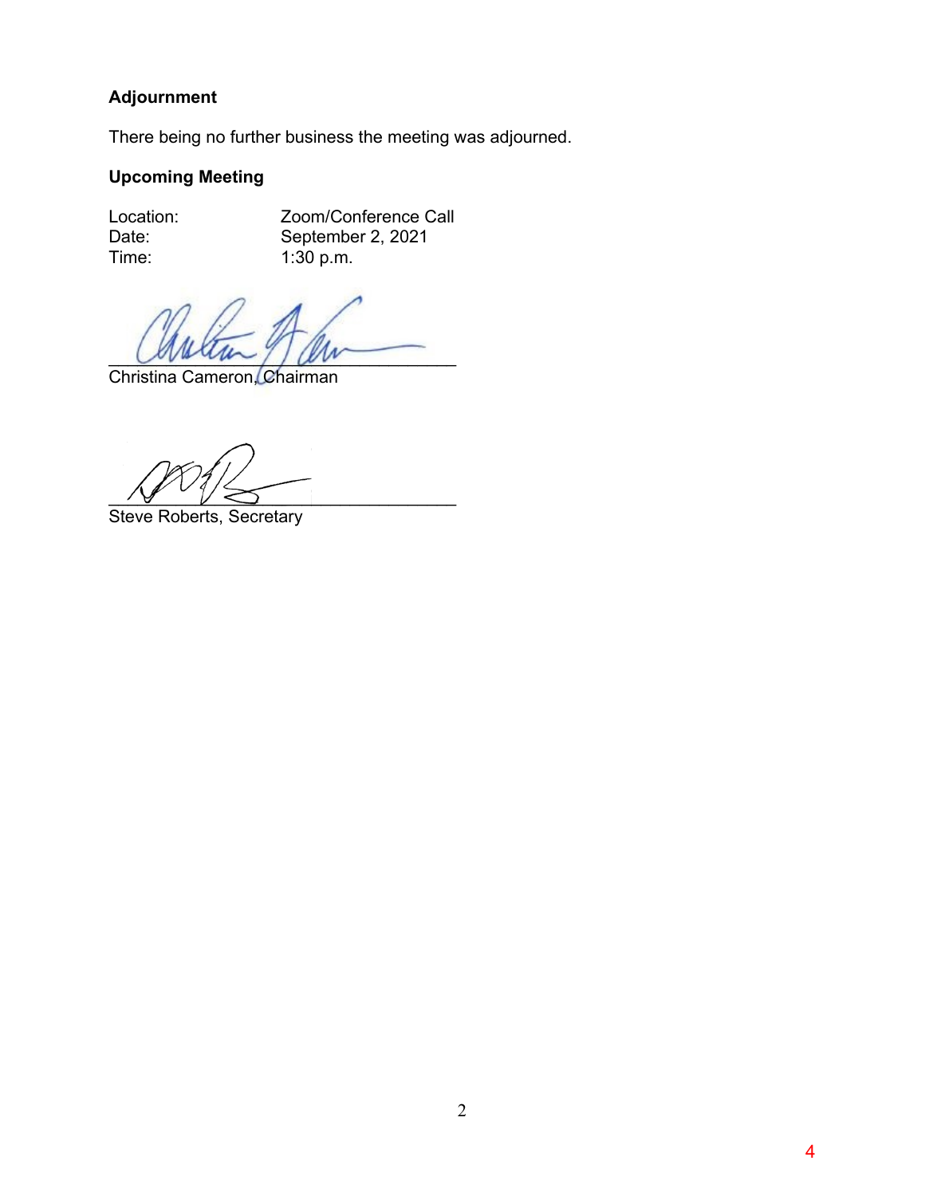## Adjournment

There being no further business the meeting was adjourned.

## Upcoming Meeting

Location: Zoom/Conference Call
Date: September 2, 2021
Time: 1:30 p.m.

_______________________________
Christina Cameron, Chairman

_______________________________
Steve Roberts, Secretary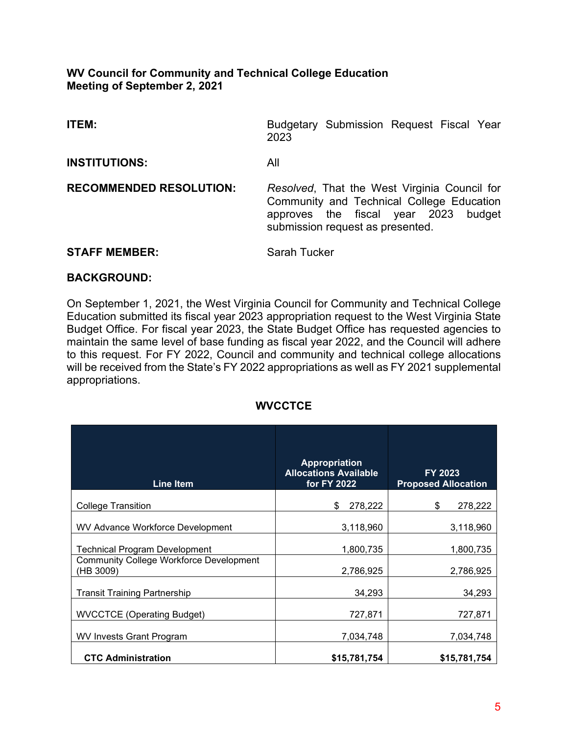**WV Council for Community and Technical College Education**
**Meeting of September 2, 2021**

**ITEM:** Budgetary Submission Request Fiscal Year 2023

**INSTITUTIONS:** All

**RECOMMENDED RESOLUTION:** *Resolved*, That the West Virginia Council for Community and Technical College Education approves the fiscal year 2023 budget submission request as presented.

**STAFF MEMBER:** Sarah Tucker

**BACKGROUND:**

On September 1, 2021, the West Virginia Council for Community and Technical College Education submitted its fiscal year 2023 appropriation request to the West Virginia State Budget Office. For fiscal year 2023, the State Budget Office has requested agencies to maintain the same level of base funding as fiscal year 2022, and the Council will adhere to this request. For FY 2022, Council and community and technical college allocations will be received from the State's FY 2022 appropriations as well as FY 2021 supplemental appropriations.

**WVCCTCE**

| Line Item | Appropriation Allocations Available for FY 2022 | FY 2023 Proposed Allocation |
|---|---|---|
| College Transition | $ 278,222 | $ 278,222 |
| WV Advance Workforce Development | 3,118,960 | 3,118,960 |
| Technical Program Development | 1,800,735 | 1,800,735 |
| Community College Workforce Development (HB 3009) | 2,786,925 | 2,786,925 |
| Transit Training Partnership | 34,293 | 34,293 |
| WVCCTCE (Operating Budget) | 727,871 | 727,871 |
| WV Invests Grant Program | 7,034,748 | 7,034,748 |
| **CTC Administration** | **$15,781,754** | **$15,781,754** |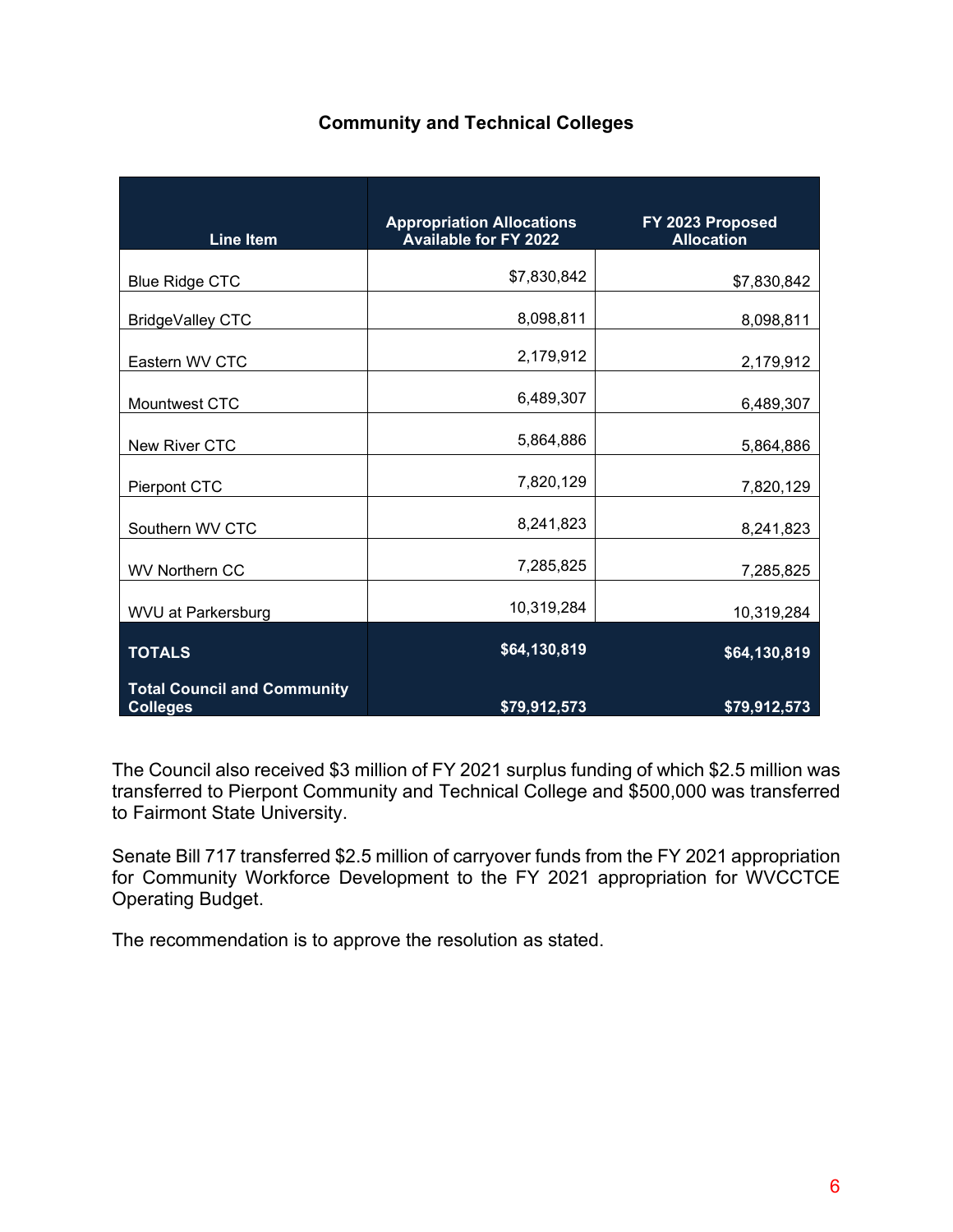## Community and Technical Colleges

| Line Item | Appropriation Allocations Available for FY 2022 | FY 2023 Proposed Allocation |
|---|---|---|
| Blue Ridge CTC | $7,830,842 | $7,830,842 |
| BridgeValley CTC | 8,098,811 | 8,098,811 |
| Eastern WV CTC | 2,179,912 | 2,179,912 |
| Mountwest CTC | 6,489,307 | 6,489,307 |
| New River CTC | 5,864,886 | 5,864,886 |
| Pierpont CTC | 7,820,129 | 7,820,129 |
| Southern WV CTC | 8,241,823 | 8,241,823 |
| WV Northern CC | 7,285,825 | 7,285,825 |
| WVU at Parkersburg | 10,319,284 | 10,319,284 |
| **TOTALS** | **$64,130,819** | **$64,130,819** |
| **Total Council and Community Colleges** | **$79,912,573** | **$79,912,573** |

The Council also received $3 million of FY 2021 surplus funding of which $2.5 million was transferred to Pierpont Community and Technical College and $500,000 was transferred to Fairmont State University.

Senate Bill 717 transferred $2.5 million of carryover funds from the FY 2021 appropriation for Community Workforce Development to the FY 2021 appropriation for WVCCTCE Operating Budget.

The recommendation is to approve the resolution as stated.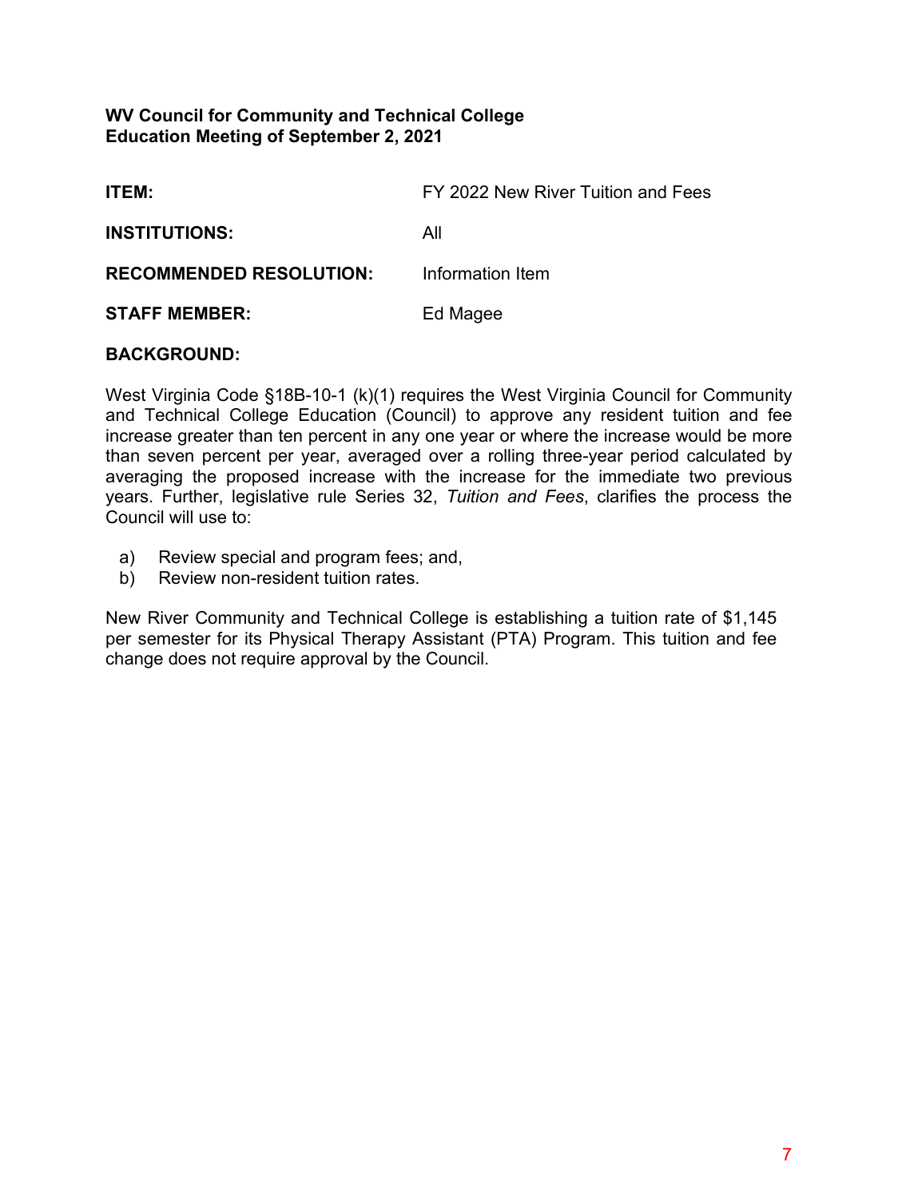**WV Council for Community and Technical College**
**Education Meeting of September 2, 2021**

| | |
|---|---|
| **ITEM:** | FY 2022 New River Tuition and Fees |
| **INSTITUTIONS:** | All |
| **RECOMMENDED RESOLUTION:** | Information Item |
| **STAFF MEMBER:** | Ed Magee |

**BACKGROUND:**

West Virginia Code §18B-10-1 (k)(1) requires the West Virginia Council for Community and Technical College Education (Council) to approve any resident tuition and fee increase greater than ten percent in any one year or where the increase would be more than seven percent per year, averaged over a rolling three-year period calculated by averaging the proposed increase with the increase for the immediate two previous years. Further, legislative rule Series 32, *Tuition and Fees*, clarifies the process the Council will use to:

a) Review special and program fees; and,
b) Review non-resident tuition rates.

New River Community and Technical College is establishing a tuition rate of $1,145 per semester for its Physical Therapy Assistant (PTA) Program. This tuition and fee change does not require approval by the Council.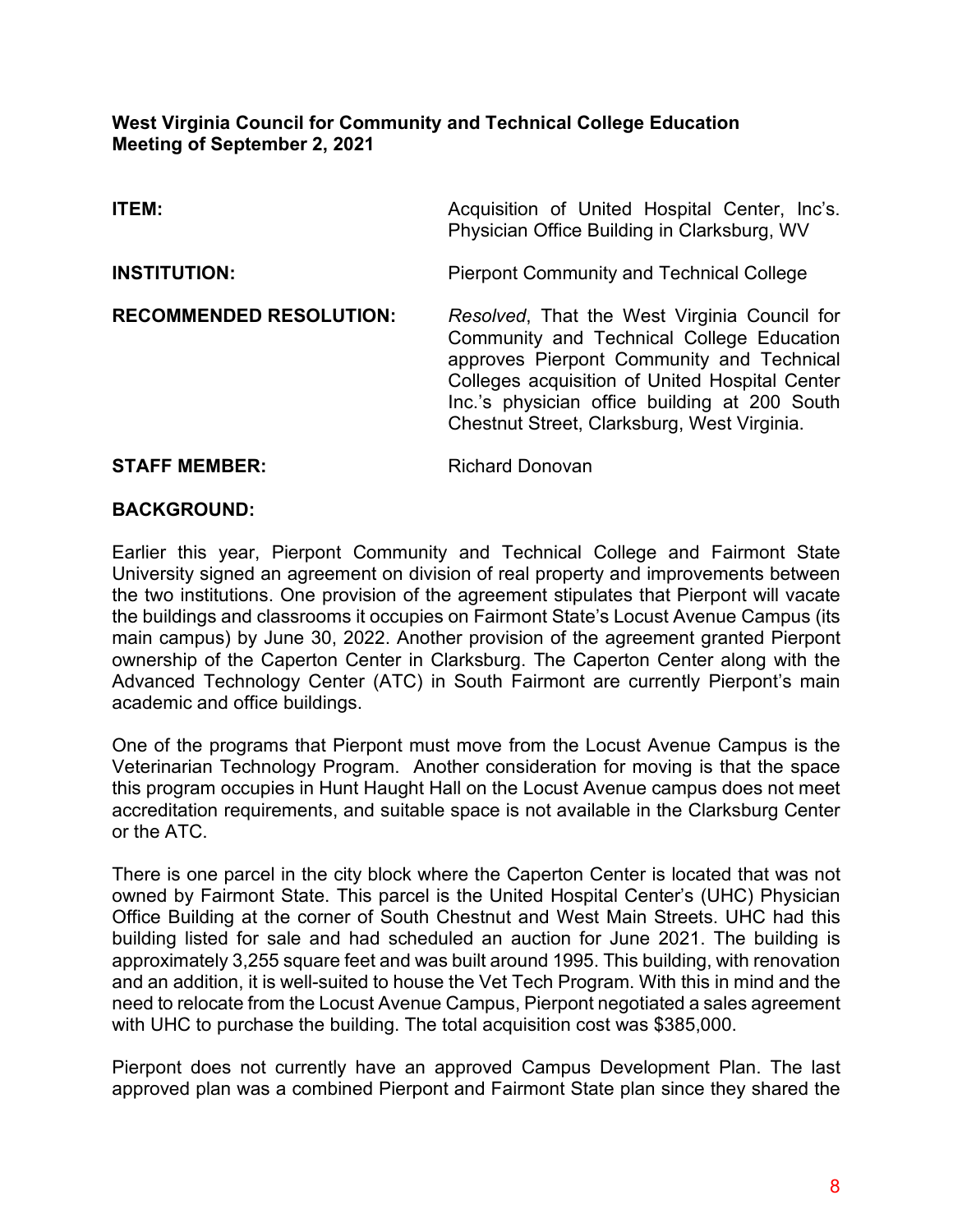**West Virginia Council for Community and Technical College Education**
**Meeting of September 2, 2021**

**ITEM:** Acquisition of United Hospital Center, Inc's. Physician Office Building in Clarksburg, WV

**INSTITUTION:** Pierpont Community and Technical College

**RECOMMENDED RESOLUTION:** *Resolved*, That the West Virginia Council for Community and Technical College Education approves Pierpont Community and Technical Colleges acquisition of United Hospital Center Inc.'s physician office building at 200 South Chestnut Street, Clarksburg, West Virginia.

**STAFF MEMBER:** Richard Donovan

**BACKGROUND:**

Earlier this year, Pierpont Community and Technical College and Fairmont State University signed an agreement on division of real property and improvements between the two institutions. One provision of the agreement stipulates that Pierpont will vacate the buildings and classrooms it occupies on Fairmont State's Locust Avenue Campus (its main campus) by June 30, 2022. Another provision of the agreement granted Pierpont ownership of the Caperton Center in Clarksburg. The Caperton Center along with the Advanced Technology Center (ATC) in South Fairmont are currently Pierpont's main academic and office buildings.

One of the programs that Pierpont must move from the Locust Avenue Campus is the Veterinarian Technology Program. Another consideration for moving is that the space this program occupies in Hunt Haught Hall on the Locust Avenue campus does not meet accreditation requirements, and suitable space is not available in the Clarksburg Center or the ATC.

There is one parcel in the city block where the Caperton Center is located that was not owned by Fairmont State. This parcel is the United Hospital Center's (UHC) Physician Office Building at the corner of South Chestnut and West Main Streets. UHC had this building listed for sale and had scheduled an auction for June 2021. The building is approximately 3,255 square feet and was built around 1995. This building, with renovation and an addition, it is well-suited to house the Vet Tech Program. With this in mind and the need to relocate from the Locust Avenue Campus, Pierpont negotiated a sales agreement with UHC to purchase the building. The total acquisition cost was $385,000.

Pierpont does not currently have an approved Campus Development Plan. The last approved plan was a combined Pierpont and Fairmont State plan since they shared the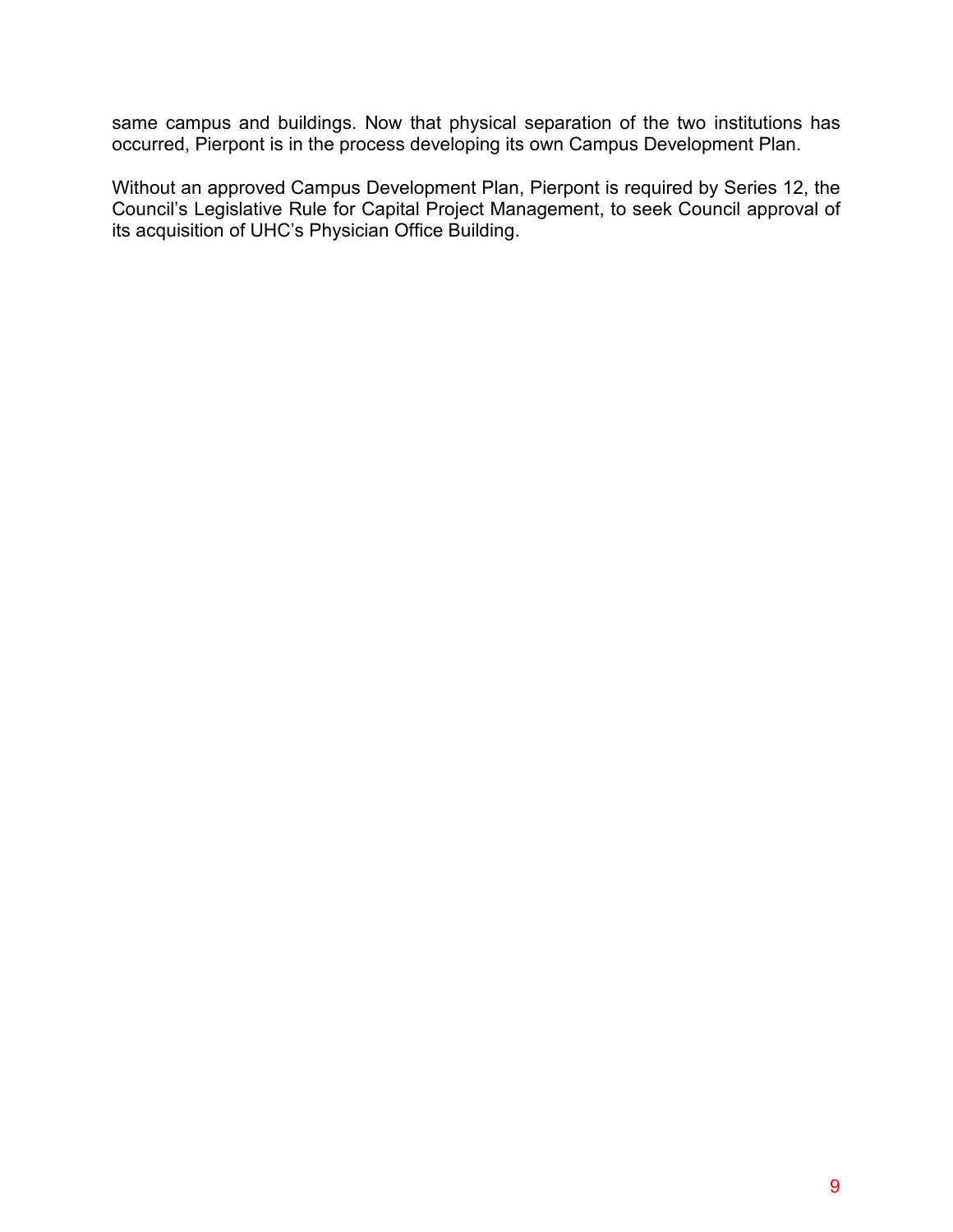same campus and buildings. Now that physical separation of the two institutions has occurred, Pierpont is in the process developing its own Campus Development Plan.

Without an approved Campus Development Plan, Pierpont is required by Series 12, the Council's Legislative Rule for Capital Project Management, to seek Council approval of its acquisition of UHC's Physician Office Building.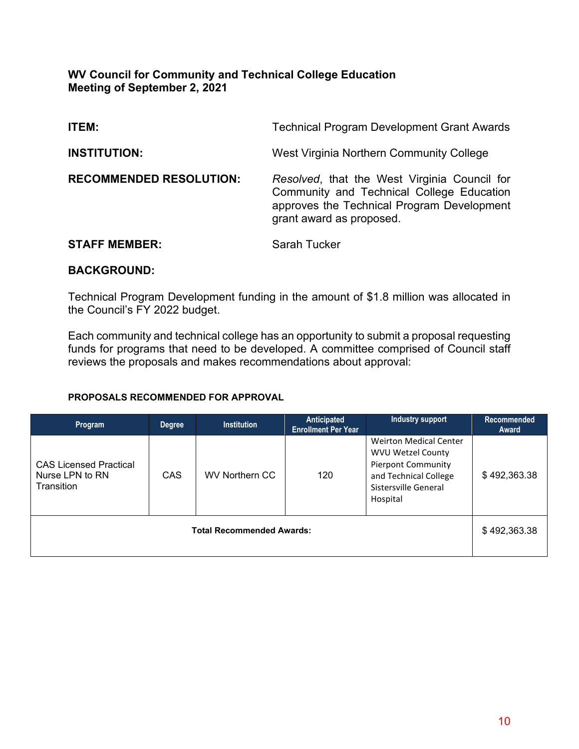**WV Council for Community and Technical College Education**
**Meeting of September 2, 2021**

**ITEM:** Technical Program Development Grant Awards

**INSTITUTION:** West Virginia Northern Community College

**RECOMMENDED RESOLUTION:** *Resolved*, that the West Virginia Council for Community and Technical College Education approves the Technical Program Development grant award as proposed.

**STAFF MEMBER:** Sarah Tucker

**BACKGROUND:**

Technical Program Development funding in the amount of $1.8 million was allocated in the Council's FY 2022 budget.

Each community and technical college has an opportunity to submit a proposal requesting funds for programs that need to be developed. A committee comprised of Council staff reviews the proposals and makes recommendations about approval:

**PROPOSALS RECOMMENDED FOR APPROVAL**

| Program | Degree | Institution | Anticipated Enrollment Per Year | Industry support | Recommended Award |
|---|---|---|---|---|---|
| CAS Licensed Practical Nurse LPN to RN Transition | CAS | WV Northern CC | 120 | Weirton Medical Center<br>WVU Wetzel County<br>Pierpont Community and Technical College<br>Sistersville General Hospital | $ 492,363.38 |
| **Total Recommended Awards:** | | | | | $ 492,363.38 |